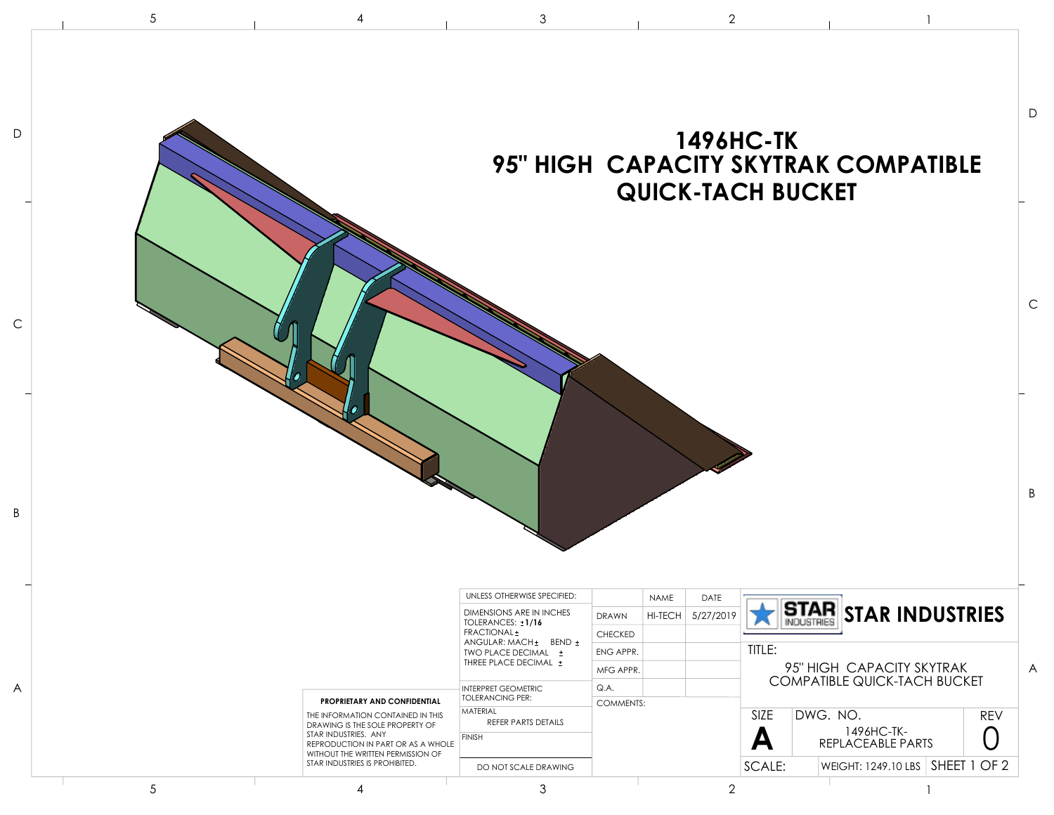# 1496HC-TK
# 95" HIGH CAPACITY SKYTRAK COMPATIBLE QUICK-TACH BUCKET

**PROPRIETARY AND CONFIDENTIAL**

THE INFORMATION CONTAINED IN THIS DRAWING IS THE SOLE PROPERTY OF STAR INDUSTRIES. ANY REPRODUCTION IN PART OR AS A WHOLE WITHOUT THE WRITTEN PERMISSION OF STAR INDUSTRIES IS PROHIBITED.

| UNLESS OTHERWISE SPECIFIED: | | NAME | DATE |
|---|---|---|---|
| DIMENSIONS ARE IN INCHES TOLERANCES: ±1/16 FRACTIONAL± ANGULAR: MACH± BEND ± TWO PLACE DECIMAL ± THREE PLACE DECIMAL ± | DRAWN | HI-TECH | 5/27/2019 |
| | CHECKED | | |
| | ENG APPR. | | |
| | MFG APPR. | | |
| INTERPRET GEOMETRIC TOLERANCING PER: | Q.A. | | |
| MATERIAL REFER PARTS DETAILS | COMMENTS: | | |
| FINISH | | | |
| DO NOT SCALE DRAWING | | | |

**STAR INDUSTRIES**

TITLE: 95" HIGH CAPACITY SKYTRAK COMPATIBLE QUICK-TACH BUCKET

| SIZE | DWG. NO. | REV |
|---|---|---|
| A | 1496HC-TK-REPLACEABLE PARTS | 0 |

SCALE: | WEIGHT: 1249.10 LBS | SHEET 1 OF 2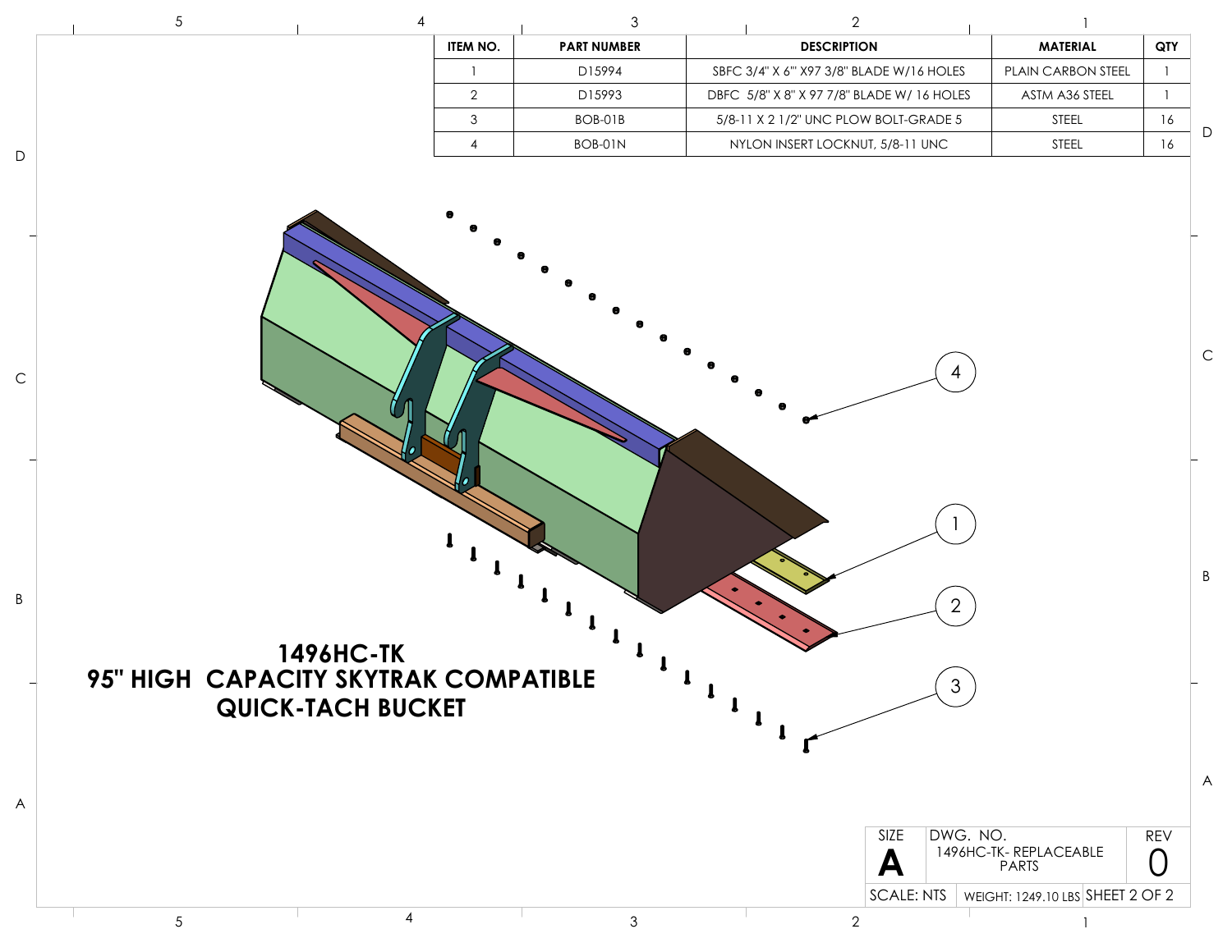| ITEM NO. | PART NUMBER | DESCRIPTION | MATERIAL | QTY |
|---|---|---|---|---|
| 1 | D15994 | SBFC 3/4" X 6"' X97 3/8" BLADE W/16 HOLES | PLAIN CARBON STEEL | 1 |
| 2 | D15993 | DBFC 5/8" X 8" X 97 7/8" BLADE W/ 16 HOLES | ASTM A36 STEEL | 1 |
| 3 | BOB-01B | 5/8-11 X 2 1/2" UNC PLOW BOLT-GRADE 5 | STEEL | 16 |
| 4 | BOB-01N | NYLON INSERT LOCKNUT, 5/8-11 UNC | STEEL | 16 |

4

1

2

3

**1496HC-TK**
**95" HIGH CAPACITY SKYTRAK COMPATIBLE QUICK-TACH BUCKET**

| SIZE | DWG. NO. | REV |
|---|---|---|
| A | 1496HC-TK- REPLACEABLE PARTS | 0 |
| SCALE: NTS | WEIGHT: 1249.10 LBS | SHEET 2 OF 2 |